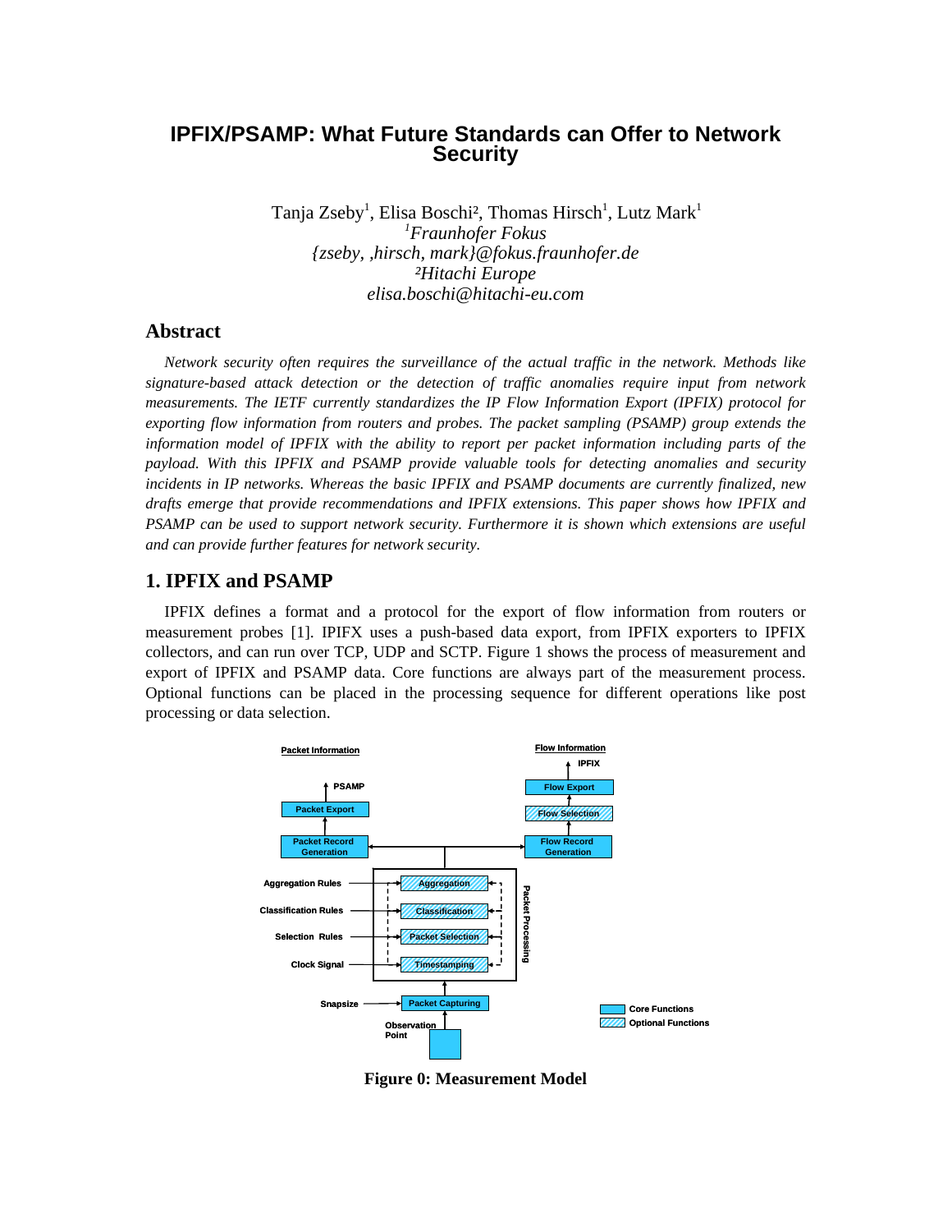# IPFIX/PSAMP: What Future Standards can Offer to Network Security

Tanja Zseby[1], Elisa Boschi[2], Thomas Hirsch[1], Lutz Mark[1]
[1]*Fraunhofer Fokus*
*{zseby, ,hirsch, mark}@fokus.fraunhofer.de*
[2]*Hitachi Europe*
*elisa.boschi@hitachi-eu.com*

## Abstract

*Network security often requires the surveillance of the actual traffic in the network. Methods like signature-based attack detection or the detection of traffic anomalies require input from network measurements. The IETF currently standardizes the IP Flow Information Export (IPFIX) protocol for exporting flow information from routers and probes. The packet sampling (PSAMP) group extends the information model of IPFIX with the ability to report per packet information including parts of the payload. With this IPFIX and PSAMP provide valuable tools for detecting anomalies and security incidents in IP networks. Whereas the basic IPFIX and PSAMP documents are currently finalized, new drafts emerge that provide recommendations and IPFIX extensions. This paper shows how IPFIX and PSAMP can be used to support network security. Furthermore it is shown which extensions are useful and can provide further features for network security.*

## 1. IPFIX and PSAMP

IPFIX defines a format and a protocol for the export of flow information from routers or measurement probes [1]. IPIFX uses a push-based data export, from IPFIX exporters to IPFIX collectors, and can run over TCP, UDP and SCTP. Figure 1 shows the process of measurement and export of IPFIX and PSAMP data. Core functions are always part of the measurement process. Optional functions can be placed in the processing sequence for different operations like post processing or data selection.

**Figure 0: Measurement Model**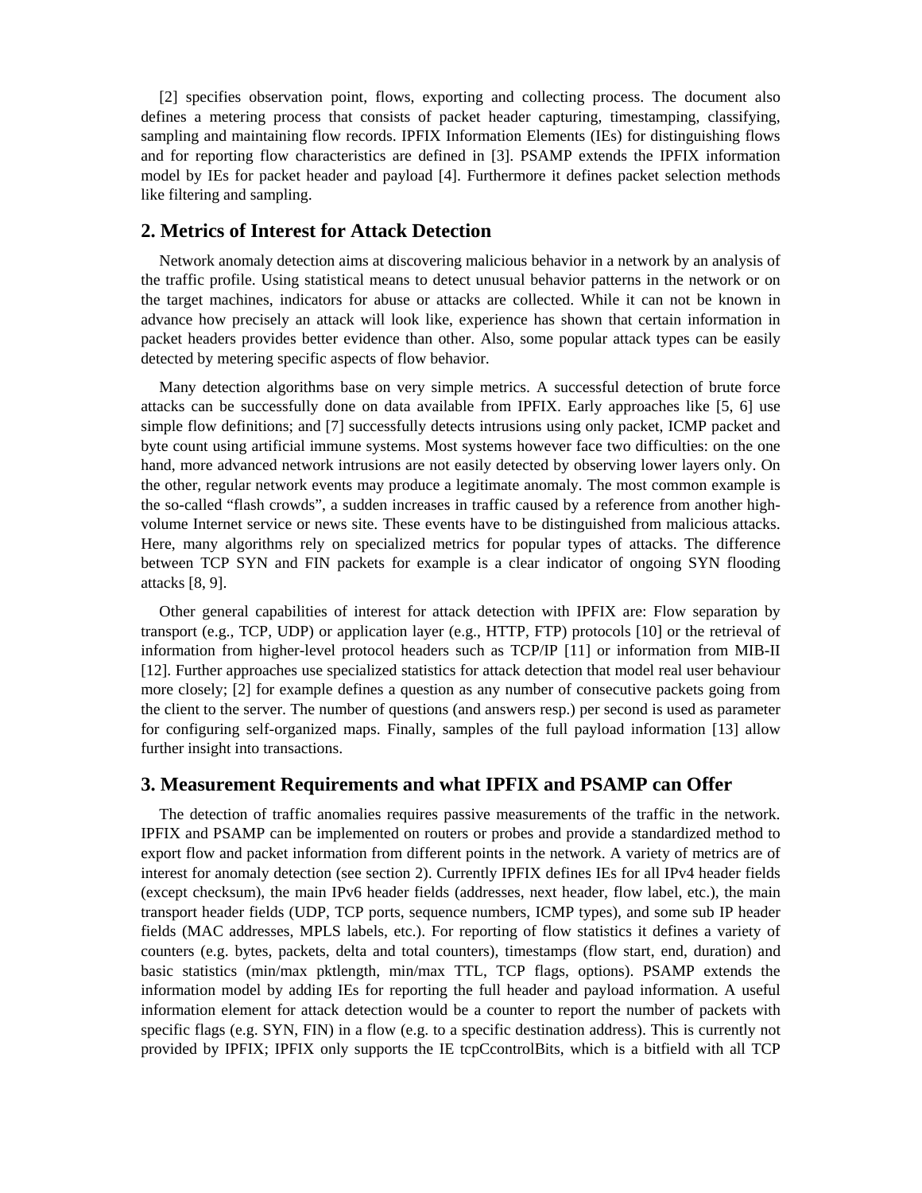[2] specifies observation point, flows, exporting and collecting process. The document also defines a metering process that consists of packet header capturing, timestamping, classifying, sampling and maintaining flow records. IPFIX Information Elements (IEs) for distinguishing flows and for reporting flow characteristics are defined in [3]. PSAMP extends the IPFIX information model by IEs for packet header and payload [4]. Furthermore it defines packet selection methods like filtering and sampling.

## 2. Metrics of Interest for Attack Detection

Network anomaly detection aims at discovering malicious behavior in a network by an analysis of the traffic profile. Using statistical means to detect unusual behavior patterns in the network or on the target machines, indicators for abuse or attacks are collected. While it can not be known in advance how precisely an attack will look like, experience has shown that certain information in packet headers provides better evidence than other. Also, some popular attack types can be easily detected by metering specific aspects of flow behavior.

Many detection algorithms base on very simple metrics. A successful detection of brute force attacks can be successfully done on data available from IPFIX. Early approaches like [5, 6] use simple flow definitions; and [7] successfully detects intrusions using only packet, ICMP packet and byte count using artificial immune systems. Most systems however face two difficulties: on the one hand, more advanced network intrusions are not easily detected by observing lower layers only. On the other, regular network events may produce a legitimate anomaly. The most common example is the so-called "flash crowds", a sudden increases in traffic caused by a reference from another high-volume Internet service or news site. These events have to be distinguished from malicious attacks. Here, many algorithms rely on specialized metrics for popular types of attacks. The difference between TCP SYN and FIN packets for example is a clear indicator of ongoing SYN flooding attacks [8, 9].

Other general capabilities of interest for attack detection with IPFIX are: Flow separation by transport (e.g., TCP, UDP) or application layer (e.g., HTTP, FTP) protocols [10] or the retrieval of information from higher-level protocol headers such as TCP/IP [11] or information from MIB-II [12]. Further approaches use specialized statistics for attack detection that model real user behaviour more closely; [2] for example defines a question as any number of consecutive packets going from the client to the server. The number of questions (and answers resp.) per second is used as parameter for configuring self-organized maps. Finally, samples of the full payload information [13] allow further insight into transactions.

## 3. Measurement Requirements and what IPFIX and PSAMP can Offer

The detection of traffic anomalies requires passive measurements of the traffic in the network. IPFIX and PSAMP can be implemented on routers or probes and provide a standardized method to export flow and packet information from different points in the network. A variety of metrics are of interest for anomaly detection (see section 2). Currently IPFIX defines IEs for all IPv4 header fields (except checksum), the main IPv6 header fields (addresses, next header, flow label, etc.), the main transport header fields (UDP, TCP ports, sequence numbers, ICMP types), and some sub IP header fields (MAC addresses, MPLS labels, etc.). For reporting of flow statistics it defines a variety of counters (e.g. bytes, packets, delta and total counters), timestamps (flow start, end, duration) and basic statistics (min/max pktlength, min/max TTL, TCP flags, options). PSAMP extends the information model by adding IEs for reporting the full header and payload information. A useful information element for attack detection would be a counter to report the number of packets with specific flags (e.g. SYN, FIN) in a flow (e.g. to a specific destination address). This is currently not provided by IPFIX; IPFIX only supports the IE tcpCcontrolBits, which is a bitfield with all TCP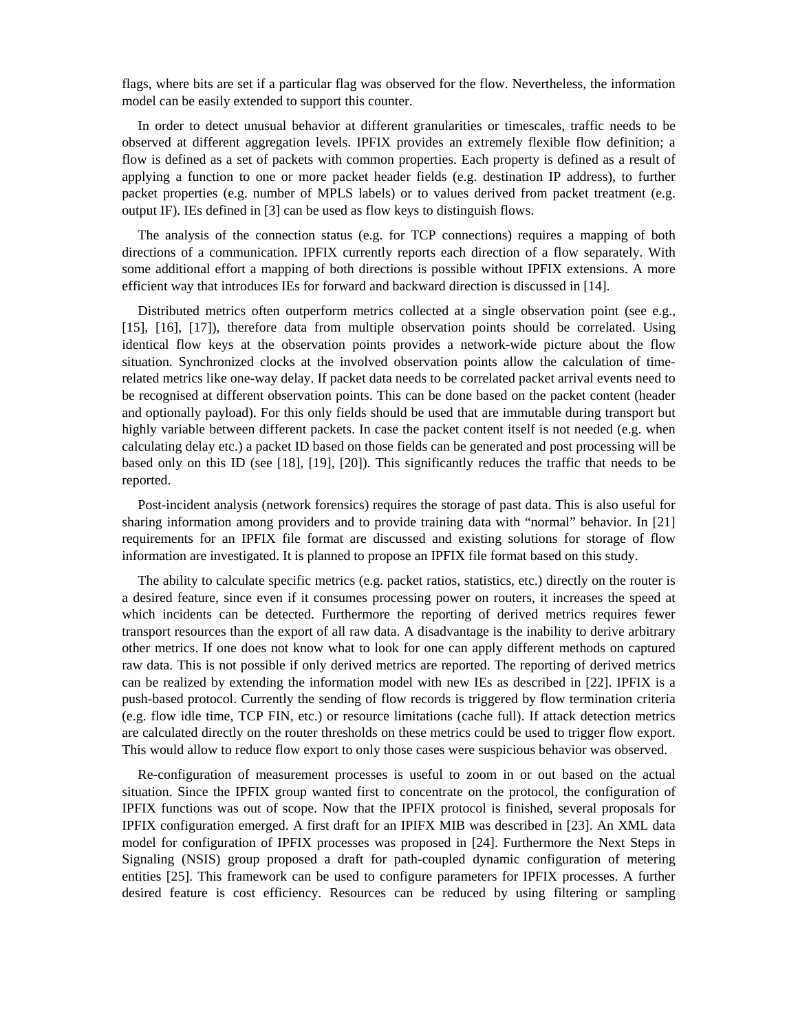flags, where bits are set if a particular flag was observed for the flow. Nevertheless, the information model can be easily extended to support this counter.

In order to detect unusual behavior at different granularities or timescales, traffic needs to be observed at different aggregation levels. IPFIX provides an extremely flexible flow definition; a flow is defined as a set of packets with common properties. Each property is defined as a result of applying a function to one or more packet header fields (e.g. destination IP address), to further packet properties (e.g. number of MPLS labels) or to values derived from packet treatment (e.g. output IF). IEs defined in [3] can be used as flow keys to distinguish flows.

The analysis of the connection status (e.g. for TCP connections) requires a mapping of both directions of a communication. IPFIX currently reports each direction of a flow separately. With some additional effort a mapping of both directions is possible without IPFIX extensions. A more efficient way that introduces IEs for forward and backward direction is discussed in [14].

Distributed metrics often outperform metrics collected at a single observation point (see e.g., [15], [16], [17]), therefore data from multiple observation points should be correlated. Using identical flow keys at the observation points provides a network-wide picture about the flow situation. Synchronized clocks at the involved observation points allow the calculation of time-related metrics like one-way delay. If packet data needs to be correlated packet arrival events need to be recognised at different observation points. This can be done based on the packet content (header and optionally payload). For this only fields should be used that are immutable during transport but highly variable between different packets. In case the packet content itself is not needed (e.g. when calculating delay etc.) a packet ID based on those fields can be generated and post processing will be based only on this ID (see [18], [19], [20]). This significantly reduces the traffic that needs to be reported.

Post-incident analysis (network forensics) requires the storage of past data. This is also useful for sharing information among providers and to provide training data with "normal" behavior. In [21] requirements for an IPFIX file format are discussed and existing solutions for storage of flow information are investigated. It is planned to propose an IPFIX file format based on this study.

The ability to calculate specific metrics (e.g. packet ratios, statistics, etc.) directly on the router is a desired feature, since even if it consumes processing power on routers, it increases the speed at which incidents can be detected. Furthermore the reporting of derived metrics requires fewer transport resources than the export of all raw data. A disadvantage is the inability to derive arbitrary other metrics. If one does not know what to look for one can apply different methods on captured raw data. This is not possible if only derived metrics are reported. The reporting of derived metrics can be realized by extending the information model with new IEs as described in [22]. IPFIX is a push-based protocol. Currently the sending of flow records is triggered by flow termination criteria (e.g. flow idle time, TCP FIN, etc.) or resource limitations (cache full). If attack detection metrics are calculated directly on the router thresholds on these metrics could be used to trigger flow export. This would allow to reduce flow export to only those cases were suspicious behavior was observed.

Re-configuration of measurement processes is useful to zoom in or out based on the actual situation. Since the IPFIX group wanted first to concentrate on the protocol, the configuration of IPFIX functions was out of scope. Now that the IPFIX protocol is finished, several proposals for IPFIX configuration emerged. A first draft for an IPIFX MIB was described in [23]. An XML data model for configuration of IPFIX processes was proposed in [24]. Furthermore the Next Steps in Signaling (NSIS) group proposed a draft for path-coupled dynamic configuration of metering entities [25]. This framework can be used to configure parameters for IPFIX processes. A further desired feature is cost efficiency. Resources can be reduced by using filtering or sampling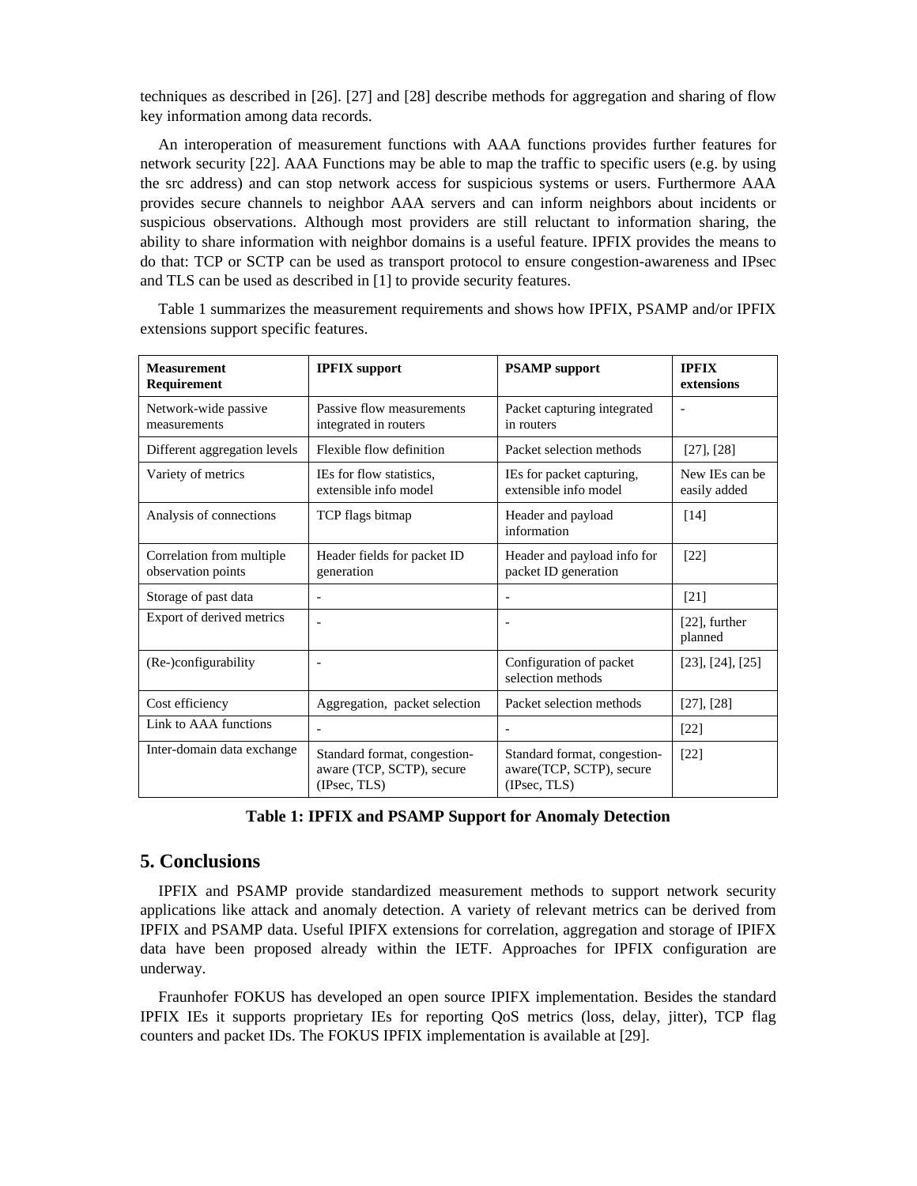techniques as described in [26]. [27] and [28] describe methods for aggregation and sharing of flow key information among data records.

An interoperation of measurement functions with AAA functions provides further features for network security [22]. AAA Functions may be able to map the traffic to specific users (e.g. by using the src address) and can stop network access for suspicious systems or users. Furthermore AAA provides secure channels to neighbor AAA servers and can inform neighbors about incidents or suspicious observations. Although most providers are still reluctant to information sharing, the ability to share information with neighbor domains is a useful feature. IPFIX provides the means to do that: TCP or SCTP can be used as transport protocol to ensure congestion-awareness and IPsec and TLS can be used as described in [1] to provide security features.

Table 1 summarizes the measurement requirements and shows how IPFIX, PSAMP and/or IPFIX extensions support specific features.

| **Measurement Requirement** | **IPFIX support** | **PSAMP support** | **IPFIX extensions** |
|---|---|---|---|
| Network-wide passive measurements | Passive flow measurements integrated in routers | Packet capturing integrated in routers | - |
| Different aggregation levels | Flexible flow definition | Packet selection methods | [27], [28] |
| Variety of metrics | IEs for flow statistics, extensible info model | IEs for packet capturing, extensible info model | New IEs can be easily added |
| Analysis of connections | TCP flags bitmap | Header and payload information | [14] |
| Correlation from multiple observation points | Header fields for packet ID generation | Header and payload info for packet ID generation | [22] |
| Storage of past data | - | - | [21] |
| Export of derived metrics | - | - | [22], further planned |
| (Re-)configurability | - | Configuration of packet selection methods | [23], [24], [25] |
| Cost efficiency | Aggregation, packet selection | Packet selection methods | [27], [28] |
| Link to AAA functions | - | - | [22] |
| Inter-domain data exchange | Standard format, congestion-aware (TCP, SCTP), secure (IPsec, TLS) | Standard format, congestion-aware(TCP, SCTP), secure (IPsec, TLS) | [22] |

**Table 1: IPFIX and PSAMP Support for Anomaly Detection**

## 5. Conclusions

IPFIX and PSAMP provide standardized measurement methods to support network security applications like attack and anomaly detection. A variety of relevant metrics can be derived from IPFIX and PSAMP data. Useful IPIFX extensions for correlation, aggregation and storage of IPIFX data have been proposed already within the IETF. Approaches for IPFIX configuration are underway.

Fraunhofer FOKUS has developed an open source IPIFX implementation. Besides the standard IPFIX IEs it supports proprietary IEs for reporting QoS metrics (loss, delay, jitter), TCP flag counters and packet IDs. The FOKUS IPFIX implementation is available at [29].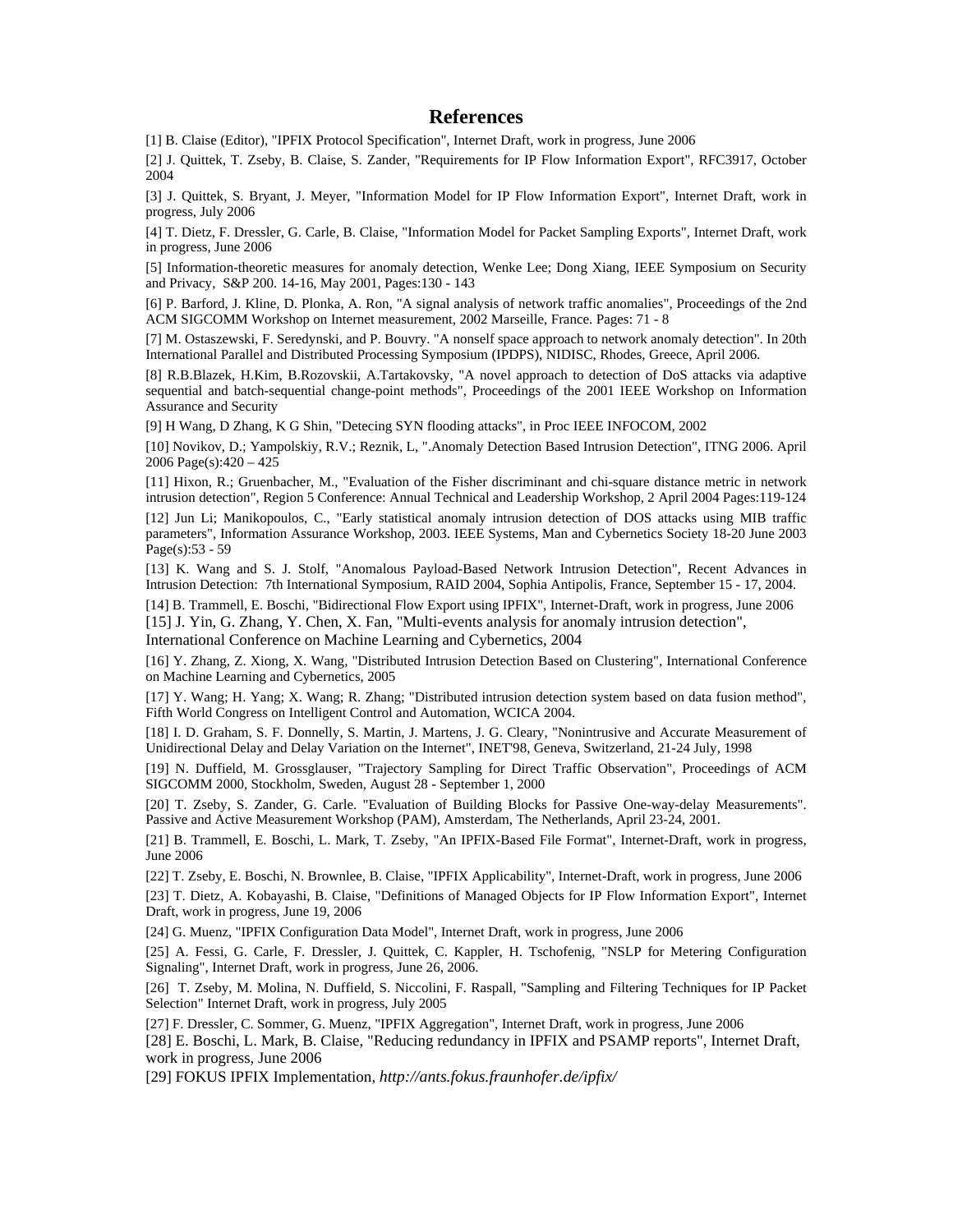# References

[1] B. Claise (Editor), "IPFIX Protocol Specification", Internet Draft, work in progress, June 2006

[2] J. Quittek, T. Zseby, B. Claise, S. Zander, "Requirements for IP Flow Information Export", RFC3917, October 2004

[3] J. Quittek, S. Bryant, J. Meyer, "Information Model for IP Flow Information Export", Internet Draft, work in progress, July 2006

[4] T. Dietz, F. Dressler, G. Carle, B. Claise, "Information Model for Packet Sampling Exports", Internet Draft, work in progress, June 2006

[5] Information-theoretic measures for anomaly detection, Wenke Lee; Dong Xiang, IEEE Symposium on Security and Privacy, S&P 200. 14-16, May 2001, Pages:130 - 143

[6] P. Barford, J. Kline, D. Plonka, A. Ron, "A signal analysis of network traffic anomalies", Proceedings of the 2nd ACM SIGCOMM Workshop on Internet measurement, 2002 Marseille, France. Pages: 71 - 8

[7] M. Ostaszewski, F. Seredynski, and P. Bouvry. "A nonself space approach to network anomaly detection". In 20th International Parallel and Distributed Processing Symposium (IPDPS), NIDISC, Rhodes, Greece, April 2006.

[8] R.B.Blazek, H.Kim, B.Rozovskii, A.Tartakovsky, "A novel approach to detection of DoS attacks via adaptive sequential and batch-sequential change-point methods", Proceedings of the 2001 IEEE Workshop on Information Assurance and Security

[9] H Wang, D Zhang, K G Shin, "Detecing SYN flooding attacks", in Proc IEEE INFOCOM, 2002

[10] Novikov, D.; Yampolskiy, R.V.; Reznik, L, ".Anomaly Detection Based Intrusion Detection", ITNG 2006. April 2006 Page(s):420 – 425

[11] Hixon, R.; Gruenbacher, M., "Evaluation of the Fisher discriminant and chi-square distance metric in network intrusion detection", Region 5 Conference: Annual Technical and Leadership Workshop, 2 April 2004 Pages:119-124

[12] Jun Li; Manikopoulos, C., "Early statistical anomaly intrusion detection of DOS attacks using MIB traffic parameters", Information Assurance Workshop, 2003. IEEE Systems, Man and Cybernetics Society 18-20 June 2003 Page(s):53 - 59

[13] K. Wang and S. J. Stolf, "Anomalous Payload-Based Network Intrusion Detection", Recent Advances in Intrusion Detection: 7th International Symposium, RAID 2004, Sophia Antipolis, France, September 15 - 17, 2004.

[14] B. Trammell, E. Boschi, "Bidirectional Flow Export using IPFIX", Internet-Draft, work in progress, June 2006

[15] J. Yin, G. Zhang, Y. Chen, X. Fan, "Multi-events analysis for anomaly intrusion detection", International Conference on Machine Learning and Cybernetics, 2004

[16] Y. Zhang, Z. Xiong, X. Wang, "Distributed Intrusion Detection Based on Clustering", International Conference on Machine Learning and Cybernetics, 2005

[17] Y. Wang; H. Yang; X. Wang; R. Zhang; "Distributed intrusion detection system based on data fusion method", Fifth World Congress on Intelligent Control and Automation, WCICA 2004.

[18] I. D. Graham, S. F. Donnelly, S. Martin, J. Martens, J. G. Cleary, "Nonintrusive and Accurate Measurement of Unidirectional Delay and Delay Variation on the Internet", INET'98, Geneva, Switzerland, 21-24 July, 1998

[19] N. Duffield, M. Grossglauser, "Trajectory Sampling for Direct Traffic Observation", Proceedings of ACM SIGCOMM 2000, Stockholm, Sweden, August 28 - September 1, 2000

[20] T. Zseby, S. Zander, G. Carle. "Evaluation of Building Blocks for Passive One-way-delay Measurements". Passive and Active Measurement Workshop (PAM), Amsterdam, The Netherlands, April 23-24, 2001.

[21] B. Trammell, E. Boschi, L. Mark, T. Zseby, "An IPFIX-Based File Format", Internet-Draft, work in progress, June 2006

[22] T. Zseby, E. Boschi, N. Brownlee, B. Claise, "IPFIX Applicability", Internet-Draft, work in progress, June 2006

[23] T. Dietz, A. Kobayashi, B. Claise, "Definitions of Managed Objects for IP Flow Information Export", Internet Draft, work in progress, June 19, 2006

[24] G. Muenz, "IPFIX Configuration Data Model", Internet Draft, work in progress, June 2006

[25] A. Fessi, G. Carle, F. Dressler, J. Quittek, C. Kappler, H. Tschofenig, "NSLP for Metering Configuration Signaling", Internet Draft, work in progress, June 26, 2006.

[26] T. Zseby, M. Molina, N. Duffield, S. Niccolini, F. Raspall, "Sampling and Filtering Techniques for IP Packet Selection" Internet Draft, work in progress, July 2005

[27] F. Dressler, C. Sommer, G. Muenz, "IPFIX Aggregation", Internet Draft, work in progress, June 2006

[28] E. Boschi, L. Mark, B. Claise, "Reducing redundancy in IPFIX and PSAMP reports", Internet Draft, work in progress, June 2006

[29] FOKUS IPFIX Implementation, *http://ants.fokus.fraunhofer.de/ipfix/*